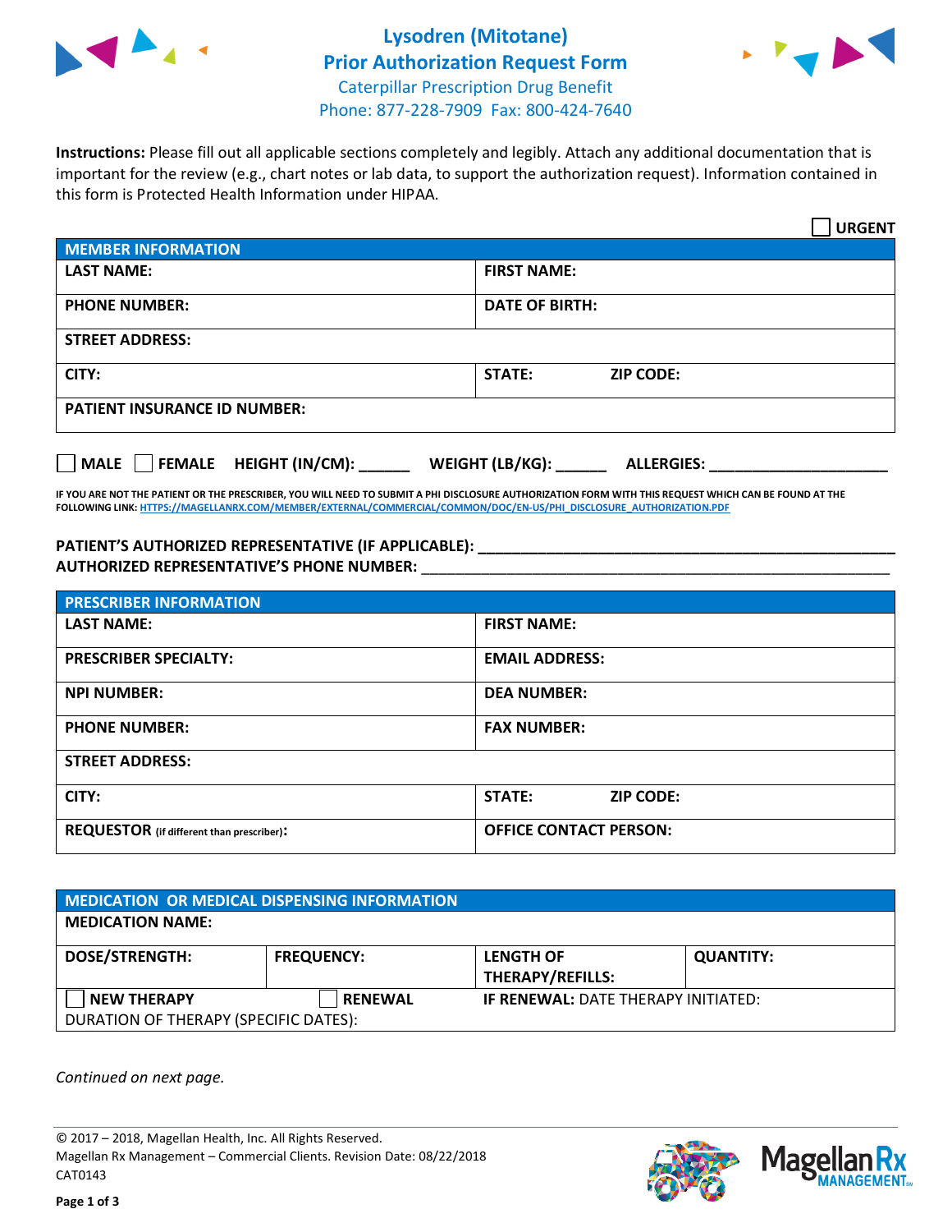# Lysodren (Mitotane)
## Prior Authorization Request Form
Caterpillar Prescription Drug Benefit
Phone: 877-228-7909 Fax: 800-424-7640

**Instructions:** Please fill out all applicable sections completely and legibly. Attach any additional documentation that is important for the review (e.g., chart notes or lab data, to support the authorization request). Information contained in this form is Protected Health Information under HIPAA.

☐ **URGENT**

| MEMBER INFORMATION | |
|---|---|
| **LAST NAME:** | **FIRST NAME:** |
| **PHONE NUMBER:** | **DATE OF BIRTH:** |
| **STREET ADDRESS:** | |
| **CITY:** | **STATE:** **ZIP CODE:** |
| **PATIENT INSURANCE ID NUMBER:** | |

☐ **MALE** ☐ **FEMALE** **HEIGHT (IN/CM):** ______ **WEIGHT (LB/KG):** ______ **ALLERGIES:** ____________________

**IF YOU ARE NOT THE PATIENT OR THE PRESCRIBER, YOU WILL NEED TO SUBMIT A PHI DISCLOSURE AUTHORIZATION FORM WITH THIS REQUEST WHICH CAN BE FOUND AT THE FOLLOWING LINK:** HTTPS://MAGELLANRX.COM/MEMBER/EXTERNAL/COMMERCIAL/COMMON/DOC/EN-US/PHI_DISCLOSURE_AUTHORIZATION.PDF

**PATIENT'S AUTHORIZED REPRESENTATIVE (IF APPLICABLE):** ____________________________________________
**AUTHORIZED REPRESENTATIVE'S PHONE NUMBER:** ____________________________________________

| PRESCRIBER INFORMATION | |
|---|---|
| **LAST NAME:** | **FIRST NAME:** |
| **PRESCRIBER SPECIALTY:** | **EMAIL ADDRESS:** |
| **NPI NUMBER:** | **DEA NUMBER:** |
| **PHONE NUMBER:** | **FAX NUMBER:** |
| **STREET ADDRESS:** | |
| **CITY:** | **STATE:** **ZIP CODE:** |
| **REQUESTOR** (if different than prescriber)**:** | **OFFICE CONTACT PERSON:** |

| MEDICATION OR MEDICAL DISPENSING INFORMATION | | | |
|---|---|---|---|
| **MEDICATION NAME:** | | | |
| **DOSE/STRENGTH:** | **FREQUENCY:** | **LENGTH OF THERAPY/REFILLS:** | **QUANTITY:** |
| ☐ **NEW THERAPY** | ☐ **RENEWAL** | **IF RENEWAL:** DATE THERAPY INITIATED: | |
| DURATION OF THERAPY (SPECIFIC DATES): | | | |

*Continued on next page.*

© 2017 – 2018, Magellan Health, Inc. All Rights Reserved.
Magellan Rx Management – Commercial Clients. Revision Date: 08/22/2018
CAT0143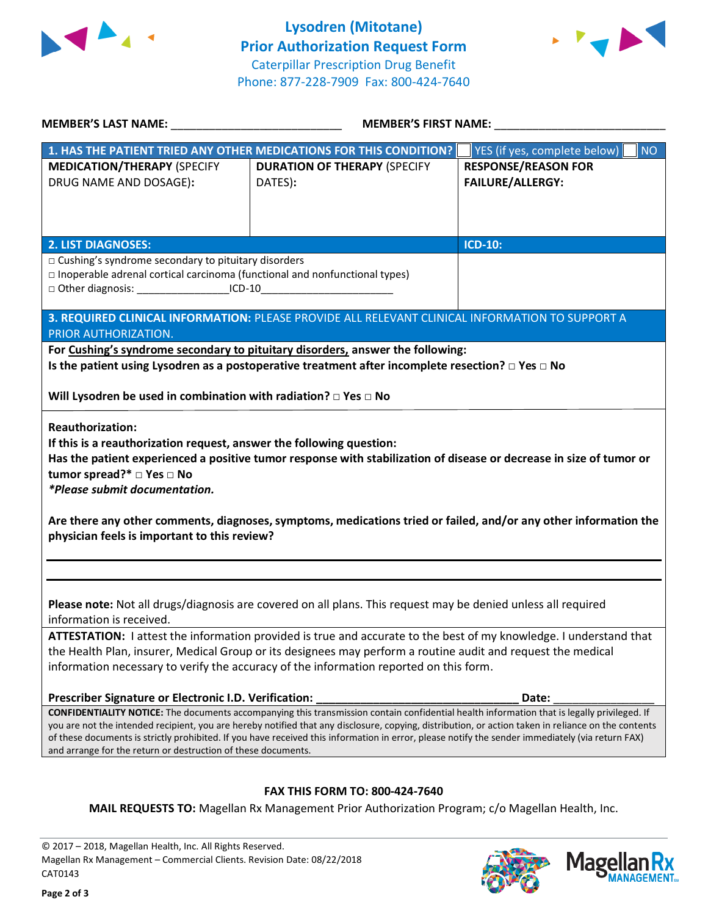# Lysodren (Mitotane)
## Prior Authorization Request Form
Caterpillar Prescription Drug Benefit
Phone: 877-228-7909 Fax: 800-424-7640

**MEMBER'S LAST NAME:** ___________________________ **MEMBER'S FIRST NAME:** ___________________________

| **1. HAS THE PATIENT TRIED ANY OTHER MEDICATIONS FOR THIS CONDITION?** | | ☐ YES (if yes, complete below) ☐ NO |
|---|---|---|
| **MEDICATION/THERAPY** (SPECIFY DRUG NAME AND DOSAGE): | **DURATION OF THERAPY** (SPECIFY DATES): | **RESPONSE/REASON FOR FAILURE/ALLERGY:** |
| | | |

| **2. LIST DIAGNOSES:** | **ICD-10:** |
|---|---|
| □ Cushing's syndrome secondary to pituitary disorders<br>□ Inoperable adrenal cortical carcinoma (functional and nonfunctional types)<br>□ Other diagnosis: ________________ICD-10_______________________ | |

**3. REQUIRED CLINICAL INFORMATION:** PLEASE PROVIDE ALL RELEVANT CLINICAL INFORMATION TO SUPPORT A PRIOR AUTHORIZATION.

**For Cushing's syndrome secondary to pituitary disorders, answer the following:**
**Is the patient using Lysodren as a postoperative treatment after incomplete resection?** □ **Yes** □ **No**

**Will Lysodren be used in combination with radiation?** □ **Yes** □ **No**

**Reauthorization:**
**If this is a reauthorization request, answer the following question:**
**Has the patient experienced a positive tumor response with stabilization of disease or decrease in size of tumor or tumor spread?*** □ **Yes** □ **No**
***Please submit documentation.***

**Are there any other comments, diagnoses, symptoms, medications tried or failed, and/or any other information the physician feels is important to this review?**

_______________________________________________________________________________

_______________________________________________________________________________

**Please note:** Not all drugs/diagnosis are covered on all plans. This request may be denied unless all required information is received.

**ATTESTATION:** I attest the information provided is true and accurate to the best of my knowledge. I understand that the Health Plan, insurer, Medical Group or its designees may perform a routine audit and request the medical information necessary to verify the accuracy of the information reported on this form.

**Prescriber Signature or Electronic I.D. Verification:** ________________________________ **Date:** ________________

**CONFIDENTIALITY NOTICE:** The documents accompanying this transmission contain confidential health information that is legally privileged. If you are not the intended recipient, you are hereby notified that any disclosure, copying, distribution, or action taken in reliance on the contents of these documents is strictly prohibited. If you have received this information in error, please notify the sender immediately (via return FAX) and arrange for the return or destruction of these documents.

**FAX THIS FORM TO: 800-424-7640**

**MAIL REQUESTS TO:** Magellan Rx Management Prior Authorization Program; c/o Magellan Health, Inc.

© 2017 – 2018, Magellan Health, Inc. All Rights Reserved.
Magellan Rx Management – Commercial Clients. Revision Date: 08/22/2018
CAT0143